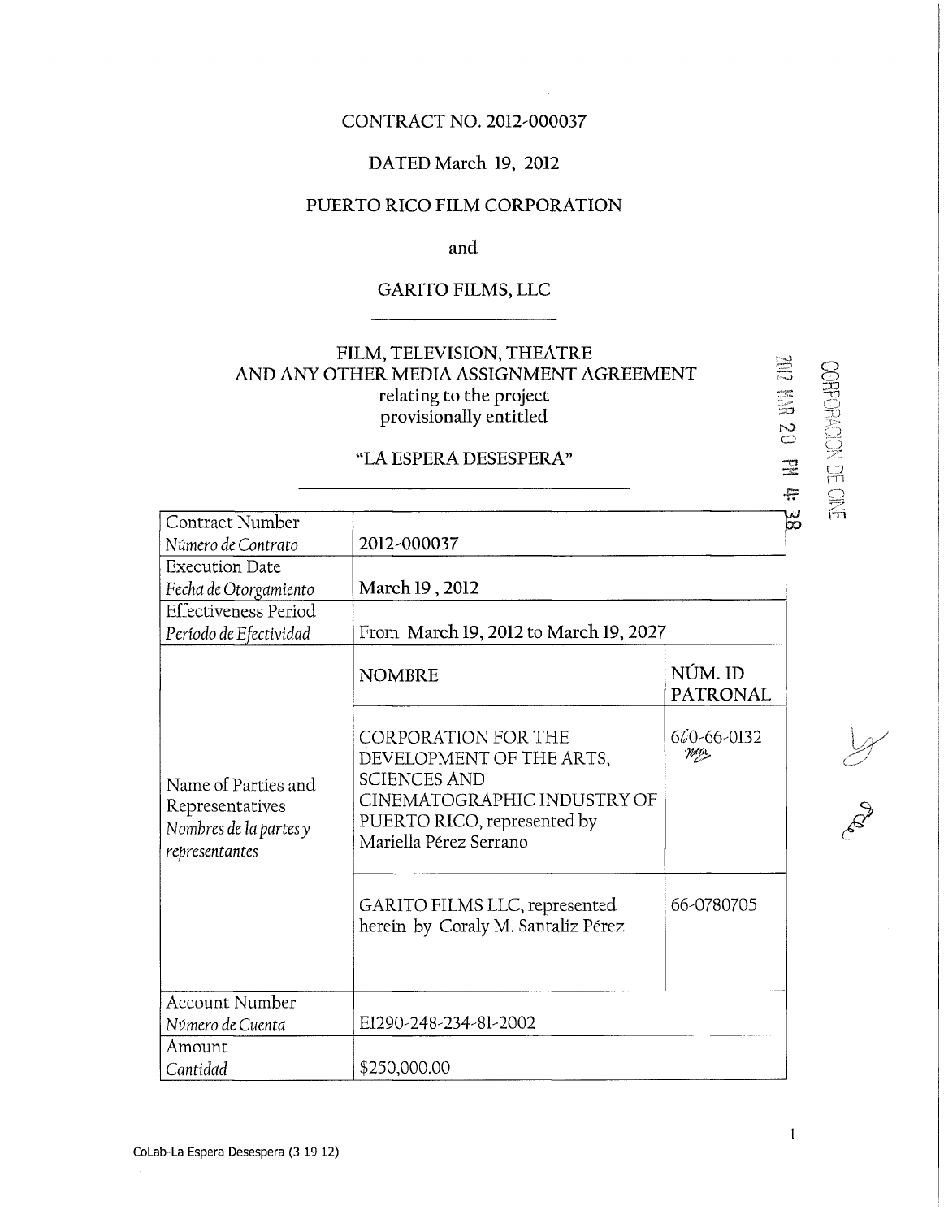CONTRACT NO. 2012-000037

DATED March 19, 2012

PUERTO RICO FILM CORPORATION

and

GARITO FILMS, LLC

---

FILM, TELEVISION, THEATRE
AND ANY OTHER MEDIA ASSIGNMENT AGREEMENT
relating to the project
provisionally entitled

"LA ESPERA DESESPERA"

2012 MAR 20 PM 4: 38

CORPORACION DE CINE

| | | |
|---|---|---|
| Contract Number<br>*Número de Contrato* | 2012-000037 | |
| Execution Date<br>*Fecha de Otorgamiento* | March 19 , 2012 | |
| Effectiveness Period<br>*Período de Efectividad* | From March 19, 2012 to March 19, 2027 | |
| Name of Parties and Representatives<br>*Nombres de la partes y representantes* | NOMBRE | NÚM. ID PATRONAL |
| | CORPORATION FOR THE DEVELOPMENT OF THE ARTS, SCIENCES AND CINEMATOGRAPHIC INDUSTRY OF PUERTO RICO, represented by Mariella Pérez Serrano | 660-66-0132 |
| | GARITO FILMS LLC, represented herein by Coraly M. Santaliz Pérez | 66-0780705 |
| Account Number<br>*Número de Cuenta* | E1290-248-234-81-2002 | |
| Amount<br>*Cantidad* | $250,000.00 | |

CoLab-La Espera Desespera (3 19 12)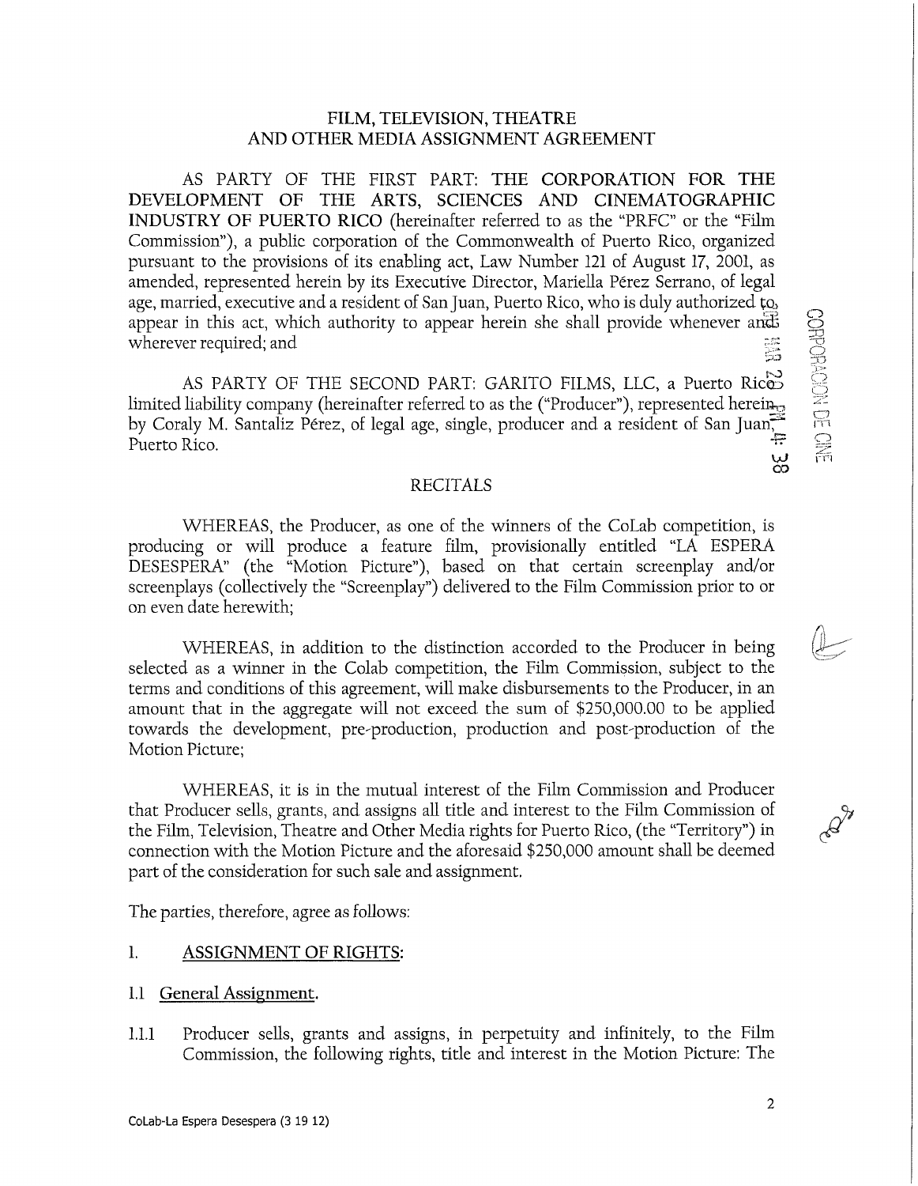# FILM, TELEVISION, THEATRE AND OTHER MEDIA ASSIGNMENT AGREEMENT

AS PARTY OF THE FIRST PART: **THE CORPORATION FOR THE DEVELOPMENT OF THE ARTS, SCIENCES AND CINEMATOGRAPHIC INDUSTRY OF PUERTO RICO** (hereinafter referred to as the "PRFC" or the "Film Commission"), a public corporation of the Commonwealth of Puerto Rico, organized pursuant to the provisions of its enabling act, Law Number 121 of August 17, 2001, as amended, represented herein by its Executive Director, Mariella Pérez Serrano, of legal age, married, executive and a resident of San Juan, Puerto Rico, who is duly authorized to appear in this act, which authority to appear herein she shall provide whenever and wherever required; and

AS PARTY OF THE SECOND PART: GARITO FILMS, LLC, a Puerto Rico limited liability company (hereinafter referred to as the ("Producer"), represented herein by Coraly M. Santaliz Pérez, of legal age, single, producer and a resident of San Juan, Puerto Rico.

## RECITALS

WHEREAS, the Producer, as one of the winners of the CoLab competition, is producing or will produce a feature film, provisionally entitled "LA ESPERA DESESPERA" (the "Motion Picture"), based on that certain screenplay and/or screenplays (collectively the "Screenplay") delivered to the Film Commission prior to or on even date herewith;

WHEREAS, in addition to the distinction accorded to the Producer in being selected as a winner in the Colab competition, the Film Commission, subject to the terms and conditions of this agreement, will make disbursements to the Producer, in an amount that in the aggregate will not exceed the sum of $250,000.00 to be applied towards the development, pre-production, production and post-production of the Motion Picture;

WHEREAS, it is in the mutual interest of the Film Commission and Producer that Producer sells, grants, and assigns all title and interest to the Film Commission of the Film, Television, Theatre and Other Media rights for Puerto Rico, (the "Territory") in connection with the Motion Picture and the aforesaid $250,000 amount shall be deemed part of the consideration for such sale and assignment.

The parties, therefore, agree as follows:

1. <u>ASSIGNMENT OF RIGHTS</u>:

1.1 <u>General Assignment</u>.

1.1.1 Producer sells, grants and assigns, in perpetuity and infinitely, to the Film Commission, the following rights, title and interest in the Motion Picture: The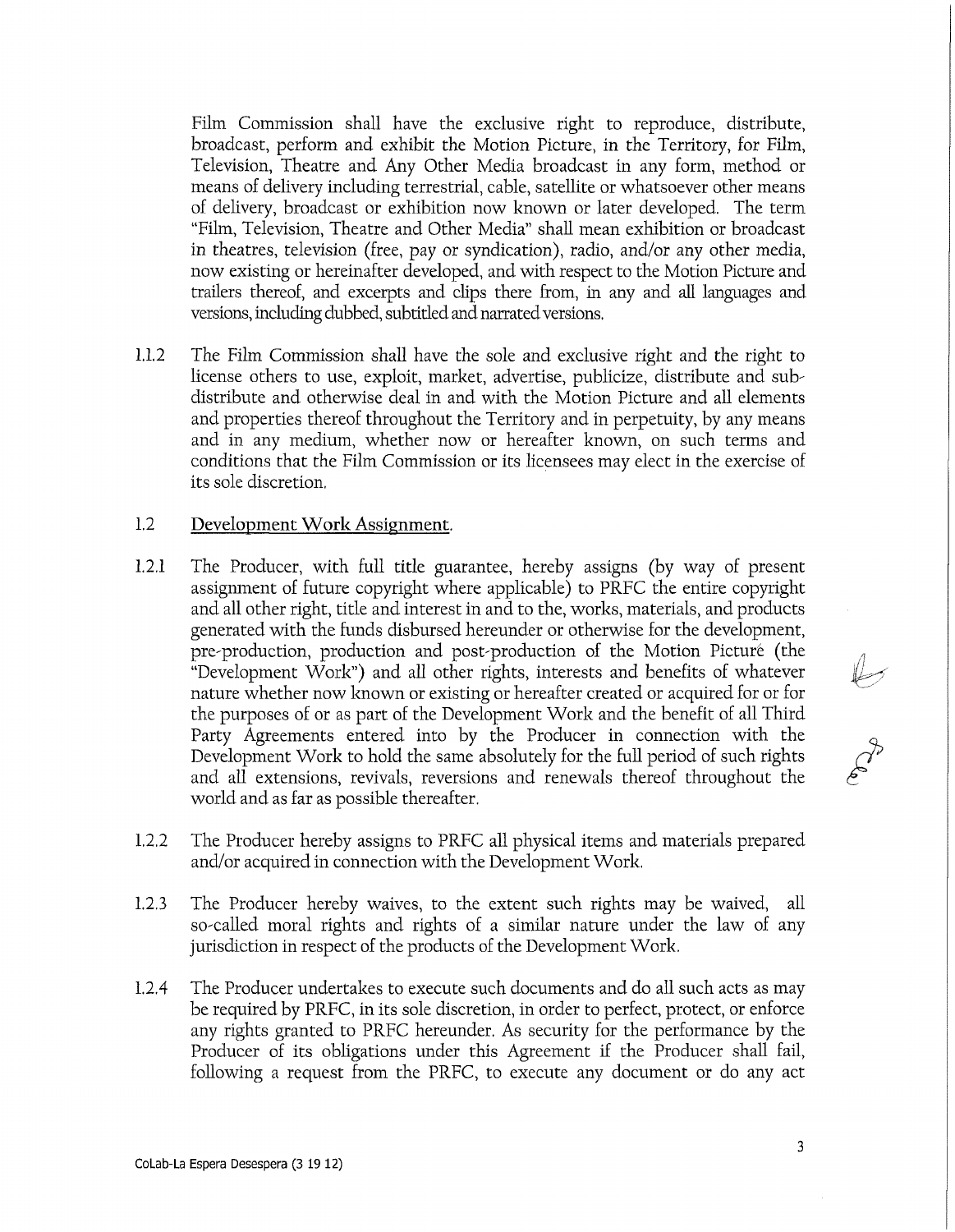Film Commission shall have the exclusive right to reproduce, distribute, broadcast, perform and exhibit the Motion Picture, in the Territory, for Film, Television, Theatre and Any Other Media broadcast in any form, method or means of delivery including terrestrial, cable, satellite or whatsoever other means of delivery, broadcast or exhibition now known or later developed. The term "Film, Television, Theatre and Other Media" shall mean exhibition or broadcast in theatres, television (free, pay or syndication), radio, and/or any other media, now existing or hereinafter developed, and with respect to the Motion Picture and trailers thereof, and excerpts and clips there from, in any and all languages and versions, including dubbed, subtitled and narrated versions.

1.1.2 The Film Commission shall have the sole and exclusive right and the right to license others to use, exploit, market, advertise, publicize, distribute and sub-distribute and otherwise deal in and with the Motion Picture and all elements and properties thereof throughout the Territory and in perpetuity, by any means and in any medium, whether now or hereafter known, on such terms and conditions that the Film Commission or its licensees may elect in the exercise of its sole discretion.

1.2 Development Work Assignment.

1.2.1 The Producer, with full title guarantee, hereby assigns (by way of present assignment of future copyright where applicable) to PRFC the entire copyright and all other right, title and interest in and to the, works, materials, and products generated with the funds disbursed hereunder or otherwise for the development, pre-production, production and post-production of the Motion Picture (the "Development Work") and all other rights, interests and benefits of whatever nature whether now known or existing or hereafter created or acquired for or for the purposes of or as part of the Development Work and the benefit of all Third Party Agreements entered into by the Producer in connection with the Development Work to hold the same absolutely for the full period of such rights and all extensions, revivals, reversions and renewals thereof throughout the world and as far as possible thereafter.

1.2.2 The Producer hereby assigns to PRFC all physical items and materials prepared and/or acquired in connection with the Development Work.

1.2.3 The Producer hereby waives, to the extent such rights may be waived, all so-called moral rights and rights of a similar nature under the law of any jurisdiction in respect of the products of the Development Work.

1.2.4 The Producer undertakes to execute such documents and do all such acts as may be required by PRFC, in its sole discretion, in order to perfect, protect, or enforce any rights granted to PRFC hereunder. As security for the performance by the Producer of its obligations under this Agreement if the Producer shall fail, following a request from the PRFC, to execute any document or do any act

CoLab-La Espera Desespera (3 19 12)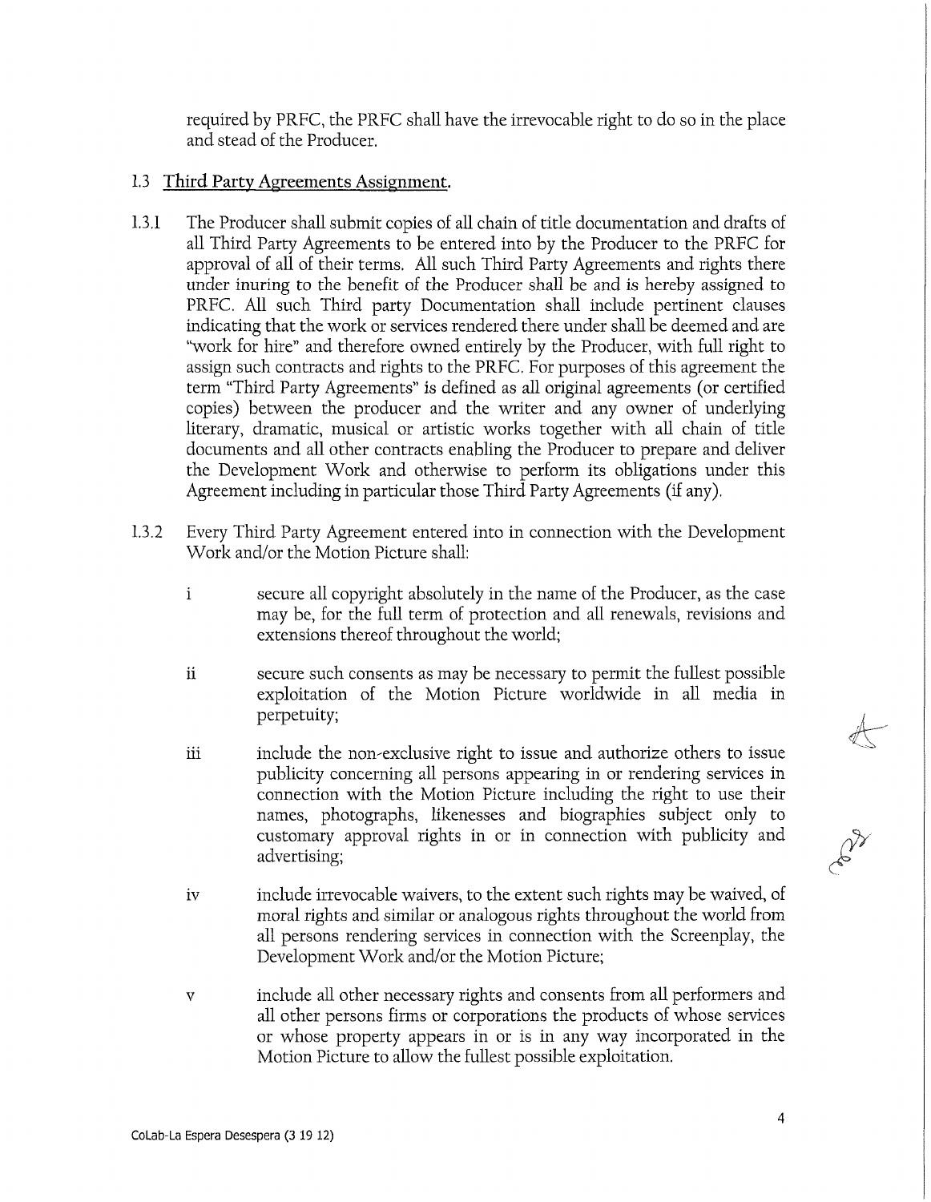required by PRFC, the PRFC shall have the irrevocable right to do so in the place and stead of the Producer.

1.3 <u>Third Party Agreements Assignment.</u>

1.3.1 The Producer shall submit copies of all chain of title documentation and drafts of all Third Party Agreements to be entered into by the Producer to the PRFC for approval of all of their terms. All such Third Party Agreements and rights there under inuring to the benefit of the Producer shall be and is hereby assigned to PRFC. All such Third party Documentation shall include pertinent clauses indicating that the work or services rendered there under shall be deemed and are "work for hire" and therefore owned entirely by the Producer, with full right to assign such contracts and rights to the PRFC. For purposes of this agreement the term "Third Party Agreements" is defined as all original agreements (or certified copies) between the producer and the writer and any owner of underlying literary, dramatic, musical or artistic works together with all chain of title documents and all other contracts enabling the Producer to prepare and deliver the Development Work and otherwise to perform its obligations under this Agreement including in particular those Third Party Agreements (if any).

1.3.2 Every Third Party Agreement entered into in connection with the Development Work and/or the Motion Picture shall:

i secure all copyright absolutely in the name of the Producer, as the case may be, for the full term of protection and all renewals, revisions and extensions thereof throughout the world;

ii secure such consents as may be necessary to permit the fullest possible exploitation of the Motion Picture worldwide in all media in perpetuity;

iii include the non-exclusive right to issue and authorize others to issue publicity concerning all persons appearing in or rendering services in connection with the Motion Picture including the right to use their names, photographs, likenesses and biographies subject only to customary approval rights in or in connection with publicity and advertising;

iv include irrevocable waivers, to the extent such rights may be waived, of moral rights and similar or analogous rights throughout the world from all persons rendering services in connection with the Screenplay, the Development Work and/or the Motion Picture;

v include all other necessary rights and consents from all performers and all other persons firms or corporations the products of whose services or whose property appears in or is in any way incorporated in the Motion Picture to allow the fullest possible exploitation.

CoLab-La Espera Desespera (3 19 12)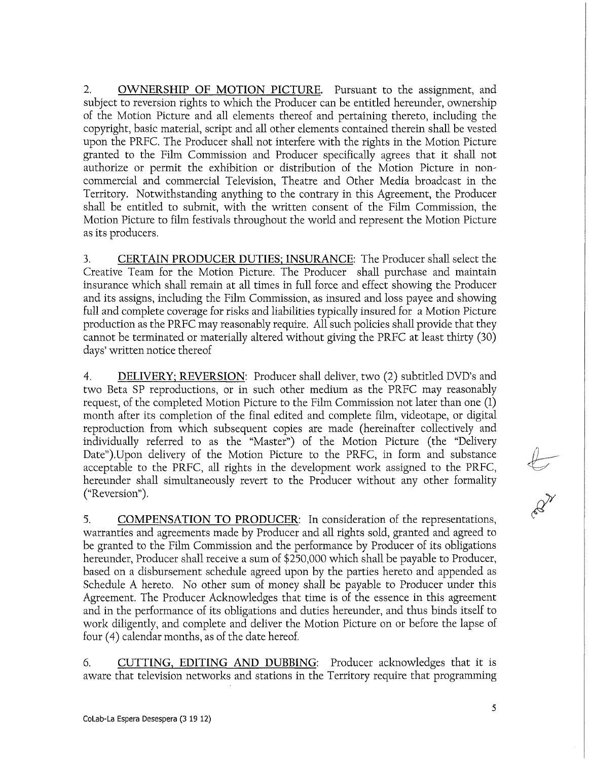2. <u>**OWNERSHIP OF MOTION PICTURE**</u>. Pursuant to the assignment, and subject to reversion rights to which the Producer can be entitled hereunder, ownership of the Motion Picture and all elements thereof and pertaining thereto, including the copyright, basic material, script and all other elements contained therein shall be vested upon the PRFC. The Producer shall not interfere with the rights in the Motion Picture granted to the Film Commission and Producer specifically agrees that it shall not authorize or permit the exhibition or distribution of the Motion Picture in non-commercial and commercial Television, Theatre and Other Media broadcast in the Territory. Notwithstanding anything to the contrary in this Agreement, the Producer shall be entitled to submit, with the written consent of the Film Commission, the Motion Picture to film festivals throughout the world and represent the Motion Picture as its producers.

3. <u>**CERTAIN PRODUCER DUTIES; INSURANCE**</u>: The Producer shall select the Creative Team for the Motion Picture. The Producer shall purchase and maintain insurance which shall remain at all times in full force and effect showing the Producer and its assigns, including the Film Commission, as insured and loss payee and showing full and complete coverage for risks and liabilities typically insured for a Motion Picture production as the PRFC may reasonably require. All such policies shall provide that they cannot be terminated or materially altered without giving the PRFC at least thirty (30) days' written notice thereof

4. <u>**DELIVERY; REVERSION**</u>: Producer shall deliver, two (2) subtitled DVD's and two Beta SP reproductions, or in such other medium as the PRFC may reasonably request, of the completed Motion Picture to the Film Commission not later than one (1) month after its completion of the final edited and complete film, videotape, or digital reproduction from which subsequent copies are made (hereinafter collectively and individually referred to as the "Master") of the Motion Picture (the "Delivery Date").Upon delivery of the Motion Picture to the PRFC, in form and substance acceptable to the PRFC, all rights in the development work assigned to the PRFC, hereunder shall simultaneously revert to the Producer without any other formality ("Reversion").

5. <u>**COMPENSATION TO PRODUCER**</u>: In consideration of the representations, warranties and agreements made by Producer and all rights sold, granted and agreed to be granted to the Film Commission and the performance by Producer of its obligations hereunder, Producer shall receive a sum of $250,000 which shall be payable to Producer, based on a disbursement schedule agreed upon by the parties hereto and appended as Schedule A hereto. No other sum of money shall be payable to Producer under this Agreement. The Producer Acknowledges that time is of the essence in this agreement and in the performance of its obligations and duties hereunder, and thus binds itself to work diligently, and complete and deliver the Motion Picture on or before the lapse of four (4) calendar months, as of the date hereof.

6. <u>**CUTTING, EDITING AND DUBBING**</u>: Producer acknowledges that it is aware that television networks and stations in the Territory require that programming

CoLab-La Espera Desespera (3 19 12)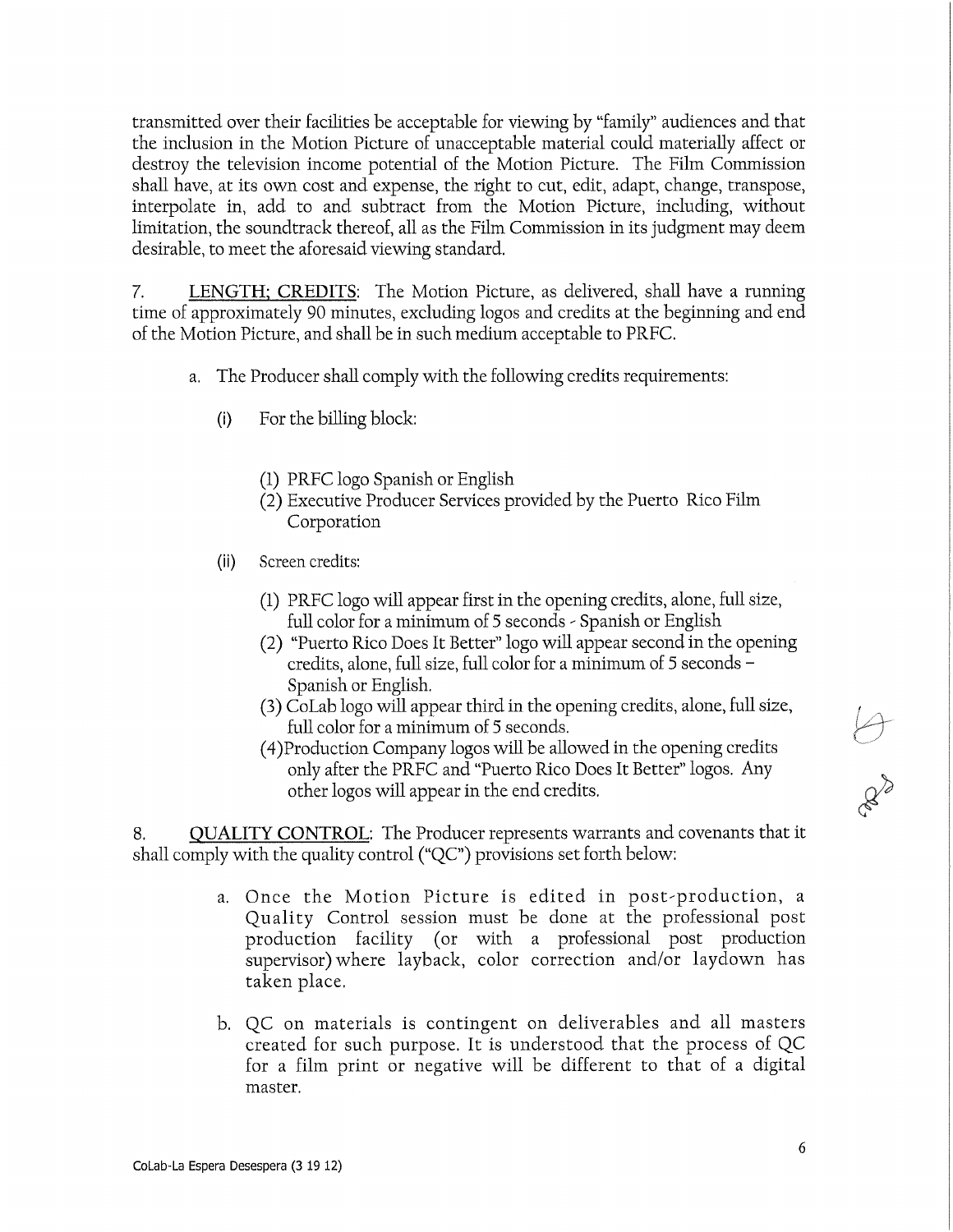transmitted over their facilities be acceptable for viewing by "family" audiences and that the inclusion in the Motion Picture of unacceptable material could materially affect or destroy the television income potential of the Motion Picture. The Film Commission shall have, at its own cost and expense, the right to cut, edit, adapt, change, transpose, interpolate in, add to and subtract from the Motion Picture, including, without limitation, the soundtrack thereof, all as the Film Commission in its judgment may deem desirable, to meet the aforesaid viewing standard.

7. <u>LENGTH; CREDITS</u>: The Motion Picture, as delivered, shall have a running time of approximately 90 minutes, excluding logos and credits at the beginning and end of the Motion Picture, and shall be in such medium acceptable to PRFC.

a. The Producer shall comply with the following credits requirements:

(i) For the billing block:

(1) PRFC logo Spanish or English
(2) Executive Producer Services provided by the Puerto Rico Film Corporation

(ii) Screen credits:

(1) PRFC logo will appear first in the opening credits, alone, full size, full color for a minimum of 5 seconds - Spanish or English
(2) "Puerto Rico Does It Better" logo will appear second in the opening credits, alone, full size, full color for a minimum of 5 seconds – Spanish or English.
(3) CoLab logo will appear third in the opening credits, alone, full size, full color for a minimum of 5 seconds.
(4) Production Company logos will be allowed in the opening credits only after the PRFC and "Puerto Rico Does It Better" logos. Any other logos will appear in the end credits.

8. <u>QUALITY CONTROL</u>: The Producer represents warrants and covenants that it shall comply with the quality control ("QC") provisions set forth below:

a. Once the Motion Picture is edited in post-production, a Quality Control session must be done at the professional post production facility (or with a professional post production supervisor) where layback, color correction and/or laydown has taken place.

b. QC on materials is contingent on deliverables and all masters created for such purpose. It is understood that the process of QC for a film print or negative will be different to that of a digital master.

CoLab-La Espera Desespera (3 19 12)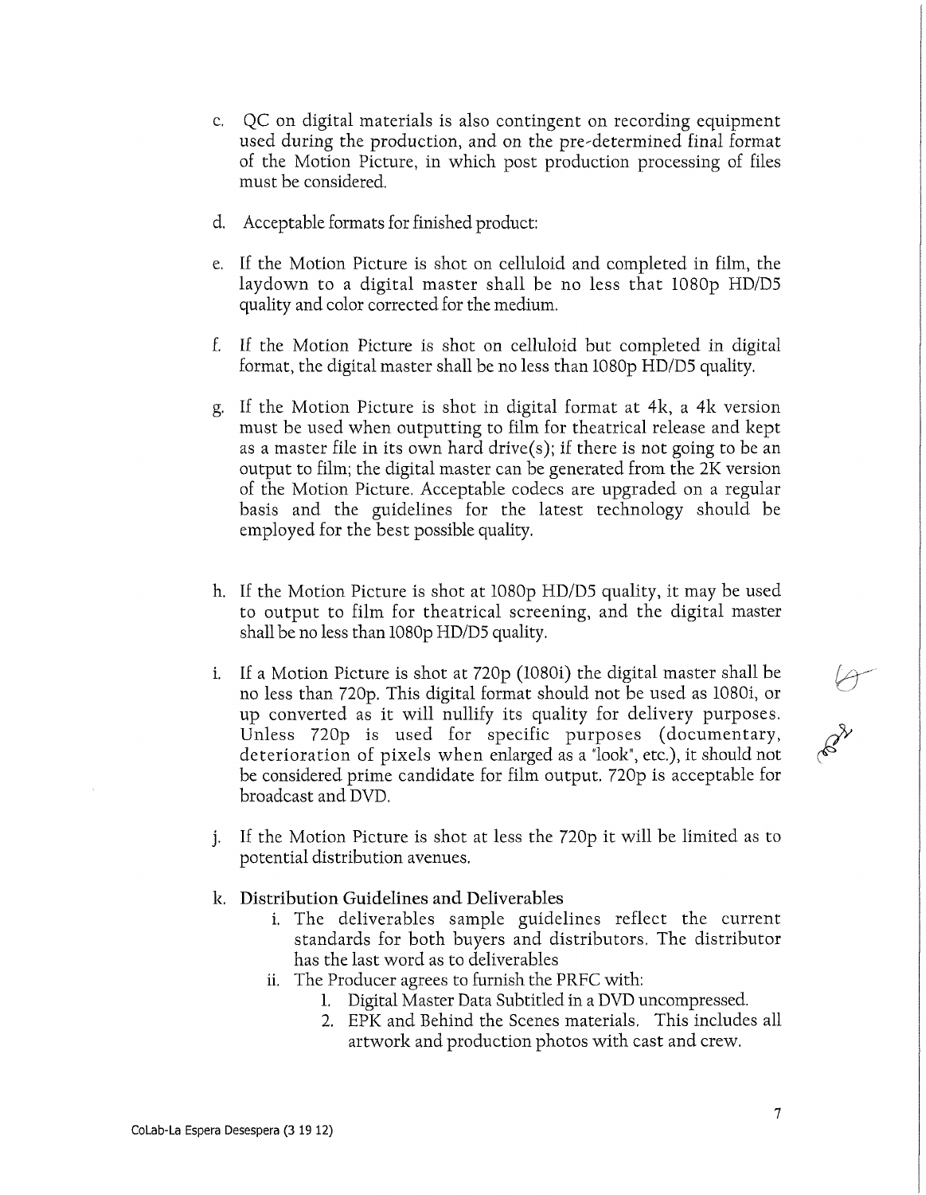c. QC on digital materials is also contingent on recording equipment used during the production, and on the pre-determined final format of the Motion Picture, in which post production processing of files must be considered.

d. Acceptable formats for finished product:

e. If the Motion Picture is shot on celluloid and completed in film, the laydown to a digital master shall be no less that 1080p HD/D5 quality and color corrected for the medium.

f. If the Motion Picture is shot on celluloid but completed in digital format, the digital master shall be no less than 1080p HD/D5 quality.

g. If the Motion Picture is shot in digital format at 4k, a 4k version must be used when outputting to film for theatrical release and kept as a master file in its own hard drive(s); if there is not going to be an output to film; the digital master can be generated from the 2K version of the Motion Picture. Acceptable codecs are upgraded on a regular basis and the guidelines for the latest technology should be employed for the best possible quality.

h. If the Motion Picture is shot at 1080p HD/D5 quality, it may be used to output to film for theatrical screening, and the digital master shall be no less than 1080p HD/D5 quality.

i. If a Motion Picture is shot at 720p (1080i) the digital master shall be no less than 720p. This digital format should not be used as 1080i, or up converted as it will nullify its quality for delivery purposes. Unless 720p is used for specific purposes (documentary, deterioration of pixels when enlarged as a "look", etc.), it should not be considered prime candidate for film output. 720p is acceptable for broadcast and DVD.

j. If the Motion Picture is shot at less the 720p it will be limited as to potential distribution avenues.

k. **Distribution Guidelines and Deliverables**
   i. The deliverables sample guidelines reflect the current standards for both buyers and distributors. The distributor has the last word as to deliverables
   ii. The Producer agrees to furnish the PRFC with:
      1. Digital Master Data Subtitled in a DVD uncompressed.
      2. EPK and Behind the Scenes materials. This includes all artwork and production photos with cast and crew.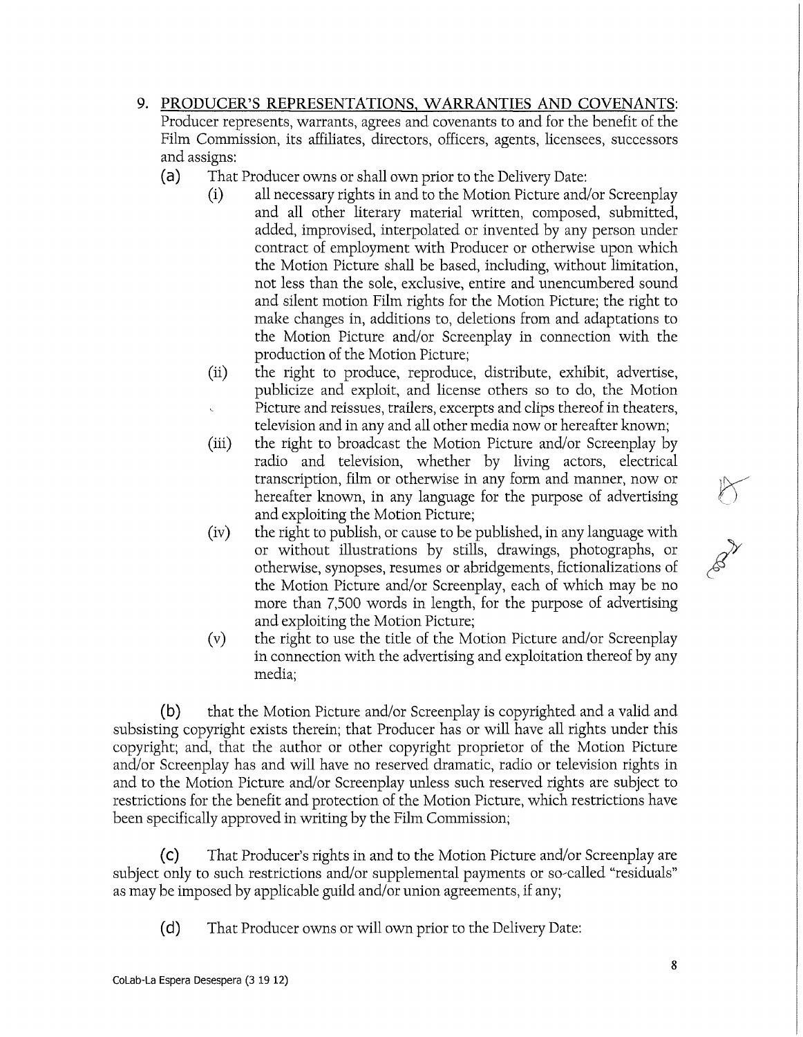9. <u>PRODUCER'S REPRESENTATIONS, WARRANTIES AND COVENANTS</u>: Producer represents, warrants, agrees and covenants to and for the benefit of the Film Commission, its affiliates, directors, officers, agents, licensees, successors and assigns:

   (a) That Producer owns or shall own prior to the Delivery Date:

      (i) all necessary rights in and to the Motion Picture and/or Screenplay and all other literary material written, composed, submitted, added, improvised, interpolated or invented by any person under contract of employment with Producer or otherwise upon which the Motion Picture shall be based, including, without limitation, not less than the sole, exclusive, entire and unencumbered sound and silent motion Film rights for the Motion Picture; the right to make changes in, additions to, deletions from and adaptations to the Motion Picture and/or Screenplay in connection with the production of the Motion Picture;

      (ii) the right to produce, reproduce, distribute, exhibit, advertise, publicize and exploit, and license others so to do, the Motion Picture and reissues, trailers, excerpts and clips thereof in theaters, television and in any and all other media now or hereafter known;

      (iii) the right to broadcast the Motion Picture and/or Screenplay by radio and television, whether by living actors, electrical transcription, film or otherwise in any form and manner, now or hereafter known, in any language for the purpose of advertising and exploiting the Motion Picture;

      (iv) the right to publish, or cause to be published, in any language with or without illustrations by stills, drawings, photographs, or otherwise, synopses, resumes or abridgements, fictionalizations of the Motion Picture and/or Screenplay, each of which may be no more than 7,500 words in length, for the purpose of advertising and exploiting the Motion Picture;

      (v) the right to use the title of the Motion Picture and/or Screenplay in connection with the advertising and exploitation thereof by any media;

   (b) that the Motion Picture and/or Screenplay is copyrighted and a valid and subsisting copyright exists therein; that Producer has or will have all rights under this copyright; and, that the author or other copyright proprietor of the Motion Picture and/or Screenplay has and will have no reserved dramatic, radio or television rights in and to the Motion Picture and/or Screenplay unless such reserved rights are subject to restrictions for the benefit and protection of the Motion Picture, which restrictions have been specifically approved in writing by the Film Commission;

   (c) That Producer's rights in and to the Motion Picture and/or Screenplay are subject only to such restrictions and/or supplemental payments or so-called "residuals" as may be imposed by applicable guild and/or union agreements, if any;

   (d) That Producer owns or will own prior to the Delivery Date:

CoLab-La Espera Desespera (3 19 12)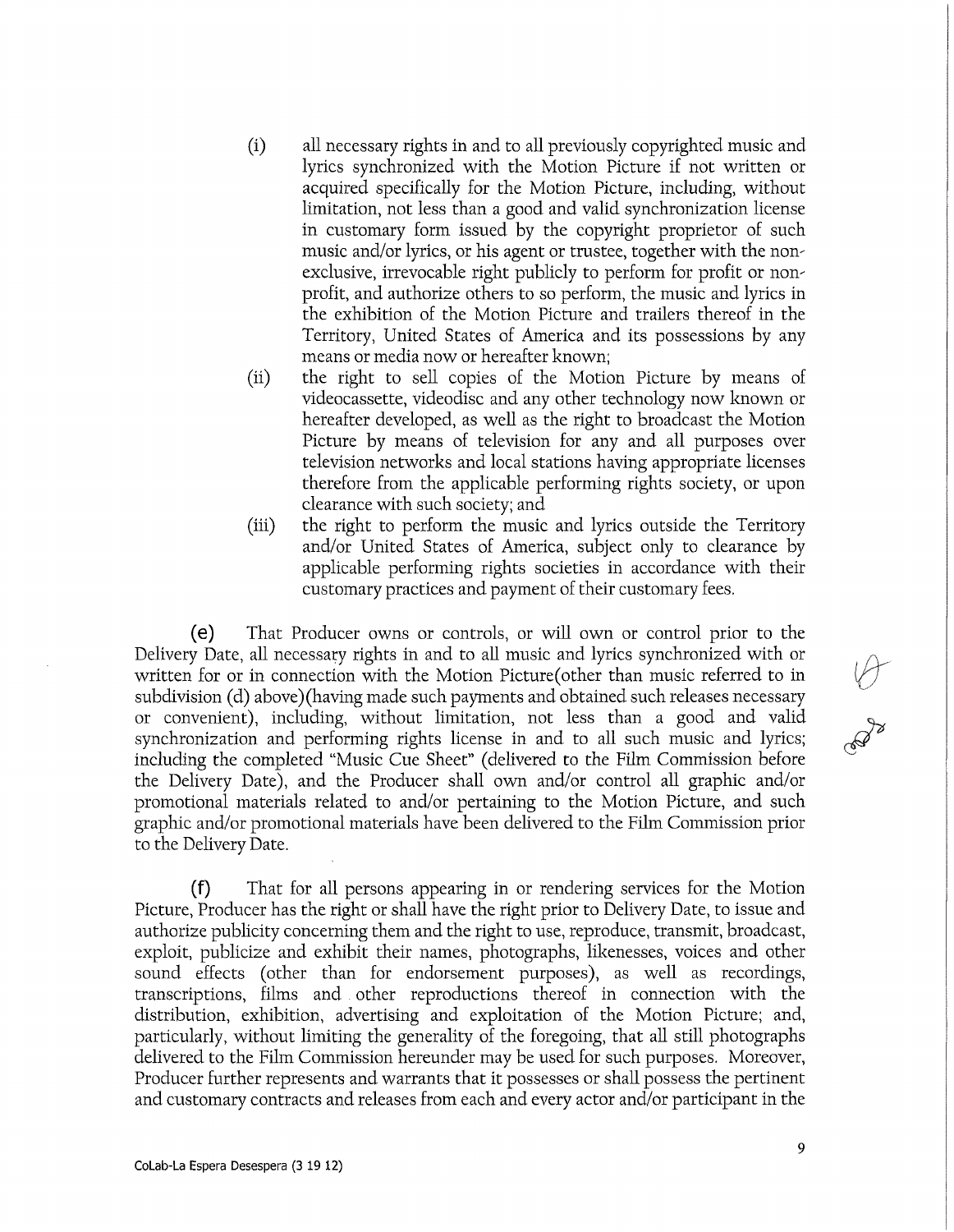(i) all necessary rights in and to all previously copyrighted music and lyrics synchronized with the Motion Picture if not written or acquired specifically for the Motion Picture, including, without limitation, not less than a good and valid synchronization license in customary form issued by the copyright proprietor of such music and/or lyrics, or his agent or trustee, together with the non-exclusive, irrevocable right publicly to perform for profit or non-profit, and authorize others to so perform, the music and lyrics in the exhibition of the Motion Picture and trailers thereof in the Territory, United States of America and its possessions by any means or media now or hereafter known;

(ii) the right to sell copies of the Motion Picture by means of videocassette, videodisc and any other technology now known or hereafter developed, as well as the right to broadcast the Motion Picture by means of television for any and all purposes over television networks and local stations having appropriate licenses therefore from the applicable performing rights society, or upon clearance with such society; and

(iii) the right to perform the music and lyrics outside the Territory and/or United States of America, subject only to clearance by applicable performing rights societies in accordance with their customary practices and payment of their customary fees.

**(e)** That Producer owns or controls, or will own or control prior to the Delivery Date, all necessary rights in and to all music and lyrics synchronized with or written for or in connection with the Motion Picture(other than music referred to in subdivision (d) above)(having made such payments and obtained such releases necessary or convenient), including, without limitation, not less than a good and valid synchronization and performing rights license in and to all such music and lyrics; including the completed "Music Cue Sheet" (delivered to the Film Commission before the Delivery Date), and the Producer shall own and/or control all graphic and/or promotional materials related to and/or pertaining to the Motion Picture, and such graphic and/or promotional materials have been delivered to the Film Commission prior to the Delivery Date.

**(f)** That for all persons appearing in or rendering services for the Motion Picture, Producer has the right or shall have the right prior to Delivery Date, to issue and authorize publicity concerning them and the right to use, reproduce, transmit, broadcast, exploit, publicize and exhibit their names, photographs, likenesses, voices and other sound effects (other than for endorsement purposes), as well as recordings, transcriptions, films and other reproductions thereof in connection with the distribution, exhibition, advertising and exploitation of the Motion Picture; and, particularly, without limiting the generality of the foregoing, that all still photographs delivered to the Film Commission hereunder may be used for such purposes. Moreover, Producer further represents and warrants that it possesses or shall possess the pertinent and customary contracts and releases from each and every actor and/or participant in the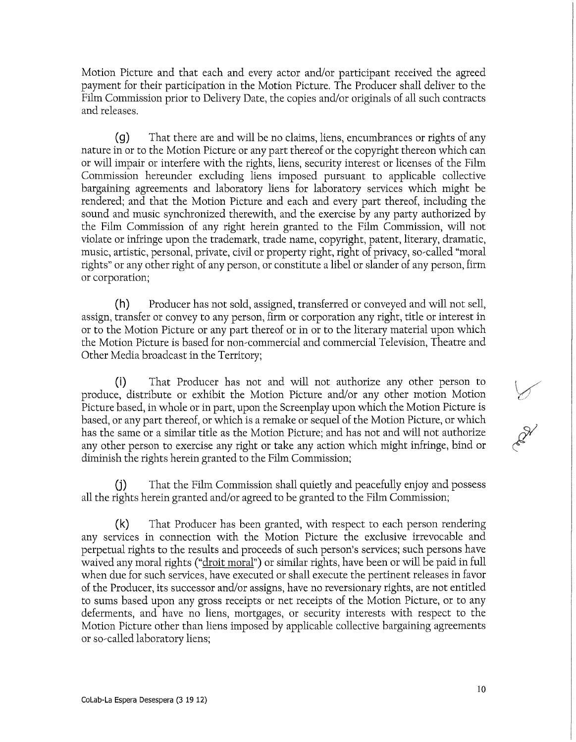Motion Picture and that each and every actor and/or participant received the agreed payment for their participation in the Motion Picture. The Producer shall deliver to the Film Commission prior to Delivery Date, the copies and/or originals of all such contracts and releases.

(g) That there are and will be no claims, liens, encumbrances or rights of any nature in or to the Motion Picture or any part thereof or the copyright thereon which can or will impair or interfere with the rights, liens, security interest or licenses of the Film Commission hereunder excluding liens imposed pursuant to applicable collective bargaining agreements and laboratory liens for laboratory services which might be rendered; and that the Motion Picture and each and every part thereof, including the sound and music synchronized therewith, and the exercise by any party authorized by the Film Commission of any right herein granted to the Film Commission, will not violate or infringe upon the trademark, trade name, copyright, patent, literary, dramatic, music, artistic, personal, private, civil or property right, right of privacy, so-called "moral rights" or any other right of any person, or constitute a libel or slander of any person, firm or corporation;

(h) Producer has not sold, assigned, transferred or conveyed and will not sell, assign, transfer or convey to any person, firm or corporation any right, title or interest in or to the Motion Picture or any part thereof or in or to the literary material upon which the Motion Picture is based for non-commercial and commercial Television, Theatre and Other Media broadcast in the Territory;

(i) That Producer has not and will not authorize any other person to produce, distribute or exhibit the Motion Picture and/or any other motion Motion Picture based, in whole or in part, upon the Screenplay upon which the Motion Picture is based, or any part thereof, or which is a remake or sequel of the Motion Picture, or which has the same or a similar title as the Motion Picture; and has not and will not authorize any other person to exercise any right or take any action which might infringe, bind or diminish the rights herein granted to the Film Commission;

(j) That the Film Commission shall quietly and peacefully enjoy and possess all the rights herein granted and/or agreed to be granted to the Film Commission;

(k) That Producer has been granted, with respect to each person rendering any services in connection with the Motion Picture the exclusive irrevocable and perpetual rights to the results and proceeds of such person's services; such persons have waived any moral rights ("droit moral") or similar rights, have been or will be paid in full when due for such services, have executed or shall execute the pertinent releases in favor of the Producer, its successor and/or assigns, have no reversionary rights, are not entitled to sums based upon any gross receipts or net receipts of the Motion Picture, or to any deferments, and have no liens, mortgages, or security interests with respect to the Motion Picture other than liens imposed by applicable collective bargaining agreements or so-called laboratory liens;

CoLab-La Espera Desespera (3 19 12)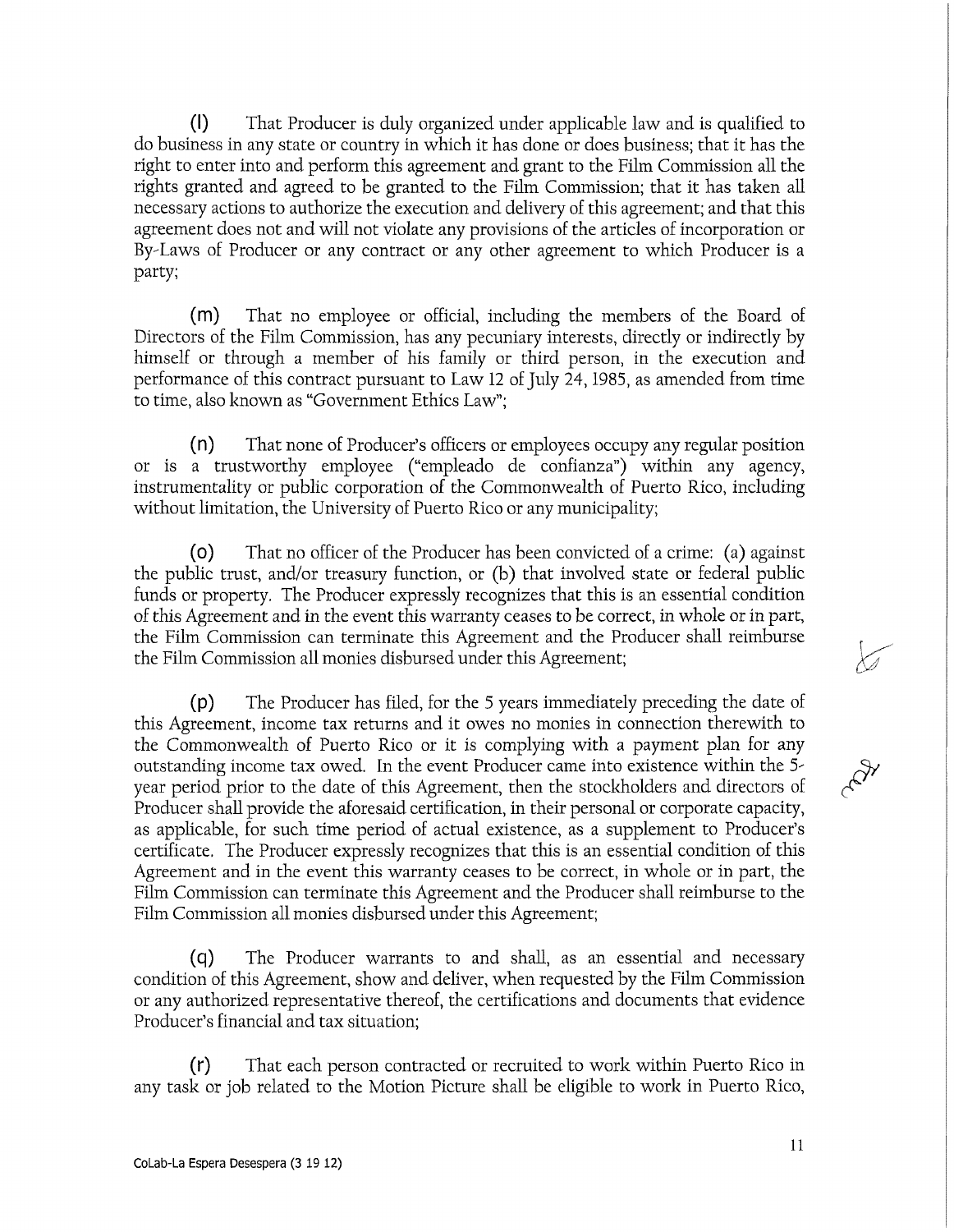(l) That Producer is duly organized under applicable law and is qualified to do business in any state or country in which it has done or does business; that it has the right to enter into and perform this agreement and grant to the Film Commission all the rights granted and agreed to be granted to the Film Commission; that it has taken all necessary actions to authorize the execution and delivery of this agreement; and that this agreement does not and will not violate any provisions of the articles of incorporation or By-Laws of Producer or any contract or any other agreement to which Producer is a party;

(m) That no employee or official, including the members of the Board of Directors of the Film Commission, has any pecuniary interests, directly or indirectly by himself or through a member of his family or third person, in the execution and performance of this contract pursuant to Law 12 of July 24, 1985, as amended from time to time, also known as "Government Ethics Law";

(n) That none of Producer's officers or employees occupy any regular position or is a trustworthy employee ("empleado de confianza") within any agency, instrumentality or public corporation of the Commonwealth of Puerto Rico, including without limitation, the University of Puerto Rico or any municipality;

(o) That no officer of the Producer has been convicted of a crime: (a) against the public trust, and/or treasury function, or (b) that involved state or federal public funds or property. The Producer expressly recognizes that this is an essential condition of this Agreement and in the event this warranty ceases to be correct, in whole or in part, the Film Commission can terminate this Agreement and the Producer shall reimburse the Film Commission all monies disbursed under this Agreement;

(p) The Producer has filed, for the 5 years immediately preceding the date of this Agreement, income tax returns and it owes no monies in connection therewith to the Commonwealth of Puerto Rico or it is complying with a payment plan for any outstanding income tax owed. In the event Producer came into existence within the 5-year period prior to the date of this Agreement, then the stockholders and directors of Producer shall provide the aforesaid certification, in their personal or corporate capacity, as applicable, for such time period of actual existence, as a supplement to Producer's certificate. The Producer expressly recognizes that this is an essential condition of this Agreement and in the event this warranty ceases to be correct, in whole or in part, the Film Commission can terminate this Agreement and the Producer shall reimburse to the Film Commission all monies disbursed under this Agreement;

(q) The Producer warrants to and shall, as an essential and necessary condition of this Agreement, show and deliver, when requested by the Film Commission or any authorized representative thereof, the certifications and documents that evidence Producer's financial and tax situation;

(r) That each person contracted or recruited to work within Puerto Rico in any task or job related to the Motion Picture shall be eligible to work in Puerto Rico,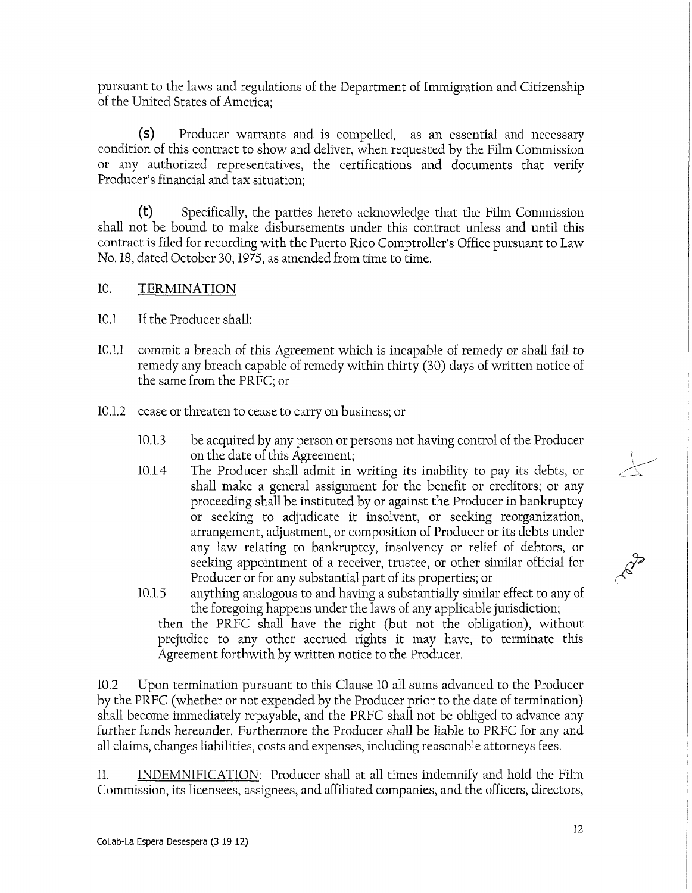pursuant to the laws and regulations of the Department of Immigration and Citizenship of the United States of America;

(s) Producer warrants and is compelled, as an essential and necessary condition of this contract to show and deliver, when requested by the Film Commission or any authorized representatives, the certifications and documents that verify Producer's financial and tax situation;

(t) Specifically, the parties hereto acknowledge that the Film Commission shall not be bound to make disbursements under this contract unless and until this contract is filed for recording with the Puerto Rico Comptroller's Office pursuant to Law No. 18, dated October 30, 1975, as amended from time to time.

10. TERMINATION

10.1 If the Producer shall:

10.1.1 commit a breach of this Agreement which is incapable of remedy or shall fail to remedy any breach capable of remedy within thirty (30) days of written notice of the same from the PRFC; or

10.1.2 cease or threaten to cease to carry on business; or

10.1.3 be acquired by any person or persons not having control of the Producer on the date of this Agreement;

10.1.4 The Producer shall admit in writing its inability to pay its debts, or shall make a general assignment for the benefit or creditors; or any proceeding shall be instituted by or against the Producer in bankruptcy or seeking to adjudicate it insolvent, or seeking reorganization, arrangement, adjustment, or composition of Producer or its debts under any law relating to bankruptcy, insolvency or relief of debtors, or seeking appointment of a receiver, trustee, or other similar official for Producer or for any substantial part of its properties; or

10.1.5 anything analogous to and having a substantially similar effect to any of the foregoing happens under the laws of any applicable jurisdiction;

then the PRFC shall have the right (but not the obligation), without prejudice to any other accrued rights it may have, to terminate this Agreement forthwith by written notice to the Producer.

10.2 Upon termination pursuant to this Clause 10 all sums advanced to the Producer by the PRFC (whether or not expended by the Producer prior to the date of termination) shall become immediately repayable, and the PRFC shall not be obliged to advance any further funds hereunder. Furthermore the Producer shall be liable to PRFC for any and all claims, changes liabilities, costs and expenses, including reasonable attorneys fees.

11. INDEMNIFICATION: Producer shall at all times indemnify and hold the Film Commission, its licensees, assignees, and affiliated companies, and the officers, directors,

CoLab-La Espera Desespera (3 19 12)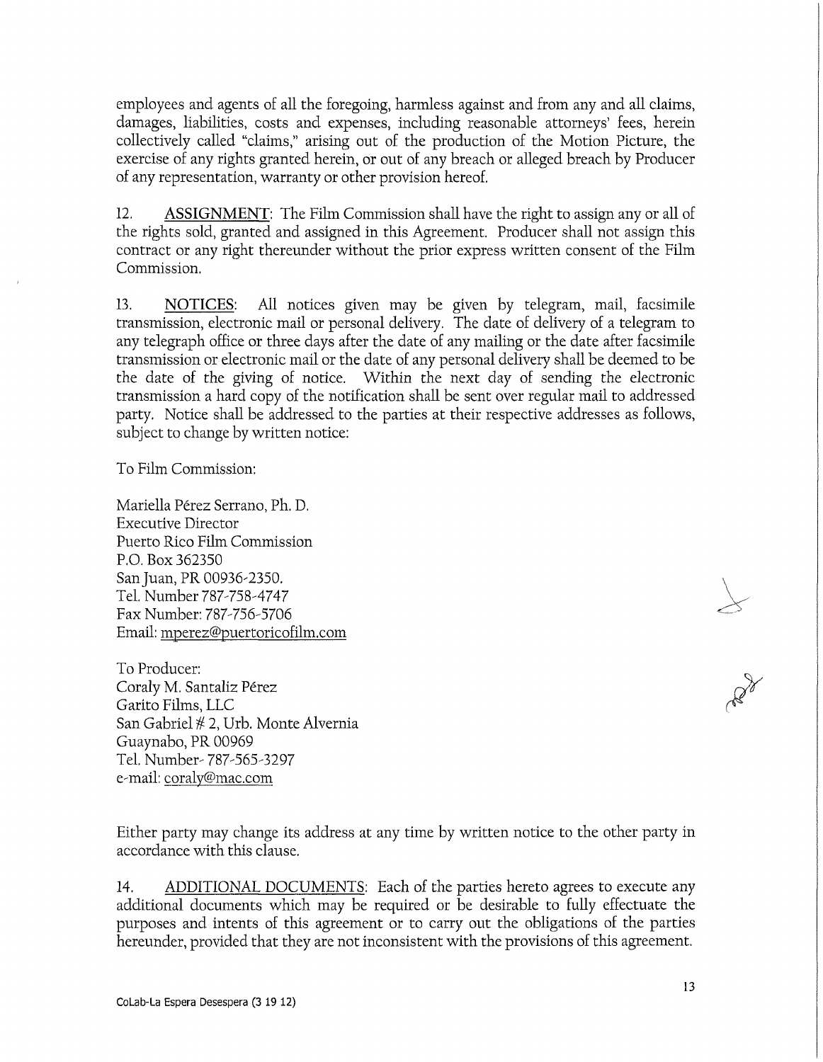employees and agents of all the foregoing, harmless against and from any and all claims, damages, liabilities, costs and expenses, including reasonable attorneys' fees, herein collectively called "claims," arising out of the production of the Motion Picture, the exercise of any rights granted herein, or out of any breach or alleged breach by Producer of any representation, warranty or other provision hereof.

12. <u>ASSIGNMENT</u>: The Film Commission shall have the right to assign any or all of the rights sold, granted and assigned in this Agreement. Producer shall not assign this contract or any right thereunder without the prior express written consent of the Film Commission.

13. <u>NOTICES</u>: All notices given may be given by telegram, mail, facsimile transmission, electronic mail or personal delivery. The date of delivery of a telegram to any telegraph office or three days after the date of any mailing or the date after facsimile transmission or electronic mail or the date of any personal delivery shall be deemed to be the date of the giving of notice. Within the next day of sending the electronic transmission a hard copy of the notification shall be sent over regular mail to addressed party. Notice shall be addressed to the parties at their respective addresses as follows, subject to change by written notice:

To Film Commission:

Mariella Pérez Serrano, Ph. D.
Executive Director
Puerto Rico Film Commission
P.O. Box 362350
San Juan, PR 00936-2350.
Tel. Number 787-758-4747
Fax Number: 787-756-5706
Email: mperez@puertoricofilm.com

To Producer:
Coraly M. Santaliz Pérez
Garito Films, LLC
San Gabriel # 2, Urb. Monte Alvernia
Guaynabo, PR 00969
Tel. Number- 787-565-3297
e-mail: coraly@mac.com

Either party may change its address at any time by written notice to the other party in accordance with this clause.

14. <u>ADDITIONAL DOCUMENTS</u>: Each of the parties hereto agrees to execute any additional documents which may be required or be desirable to fully effectuate the purposes and intents of this agreement or to carry out the obligations of the parties hereunder, provided that they are not inconsistent with the provisions of this agreement.

CoLab-La Espera Desespera (3 19 12)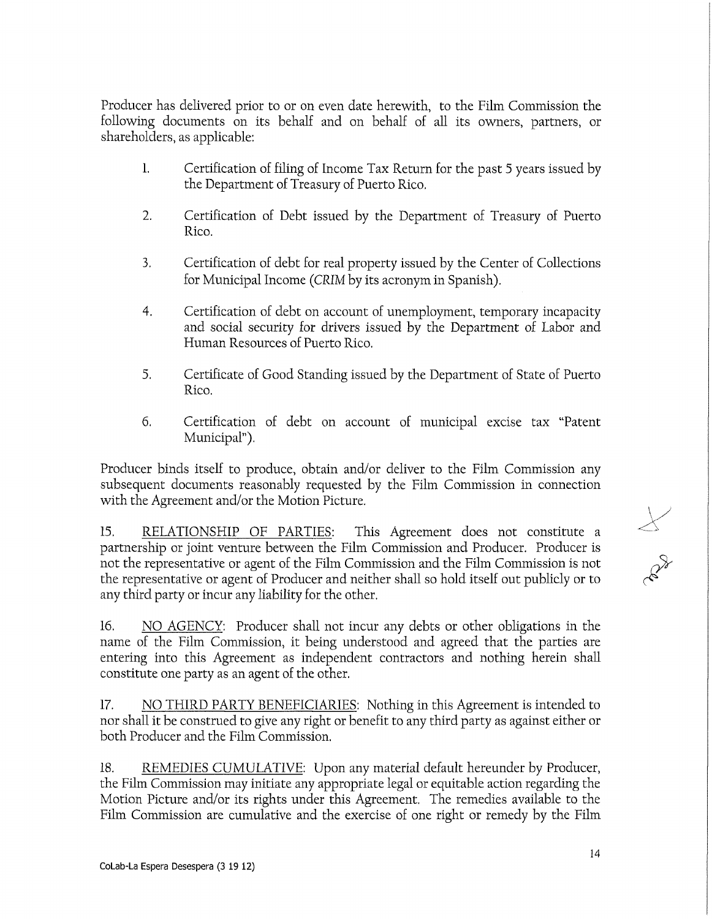Producer has delivered prior to or on even date herewith, to the Film Commission the following documents on its behalf and on behalf of all its owners, partners, or shareholders, as applicable:

1. Certification of filing of Income Tax Return for the past 5 years issued by the Department of Treasury of Puerto Rico.

2. Certification of Debt issued by the Department of Treasury of Puerto Rico.

3. Certification of debt for real property issued by the Center of Collections for Municipal Income (*CRIM* by its acronym in Spanish).

4. Certification of debt on account of unemployment, temporary incapacity and social security for drivers issued by the Department of Labor and Human Resources of Puerto Rico.

5. Certificate of Good Standing issued by the Department of State of Puerto Rico.

6. Certification of debt on account of municipal excise tax "Patent Municipal").

Producer binds itself to produce, obtain and/or deliver to the Film Commission any subsequent documents reasonably requested by the Film Commission in connection with the Agreement and/or the Motion Picture.

15. RELATIONSHIP OF PARTIES: This Agreement does not constitute a partnership or joint venture between the Film Commission and Producer. Producer is not the representative or agent of the Film Commission and the Film Commission is not the representative or agent of Producer and neither shall so hold itself out publicly or to any third party or incur any liability for the other.

16. NO AGENCY: Producer shall not incur any debts or other obligations in the name of the Film Commission, it being understood and agreed that the parties are entering into this Agreement as independent contractors and nothing herein shall constitute one party as an agent of the other.

17. NO THIRD PARTY BENEFICIARIES: Nothing in this Agreement is intended to nor shall it be construed to give any right or benefit to any third party as against either or both Producer and the Film Commission.

18. REMEDIES CUMULATIVE: Upon any material default hereunder by Producer, the Film Commission may initiate any appropriate legal or equitable action regarding the Motion Picture and/or its rights under this Agreement. The remedies available to the Film Commission are cumulative and the exercise of one right or remedy by the Film

CoLab-La Espera Desespera (3 19 12)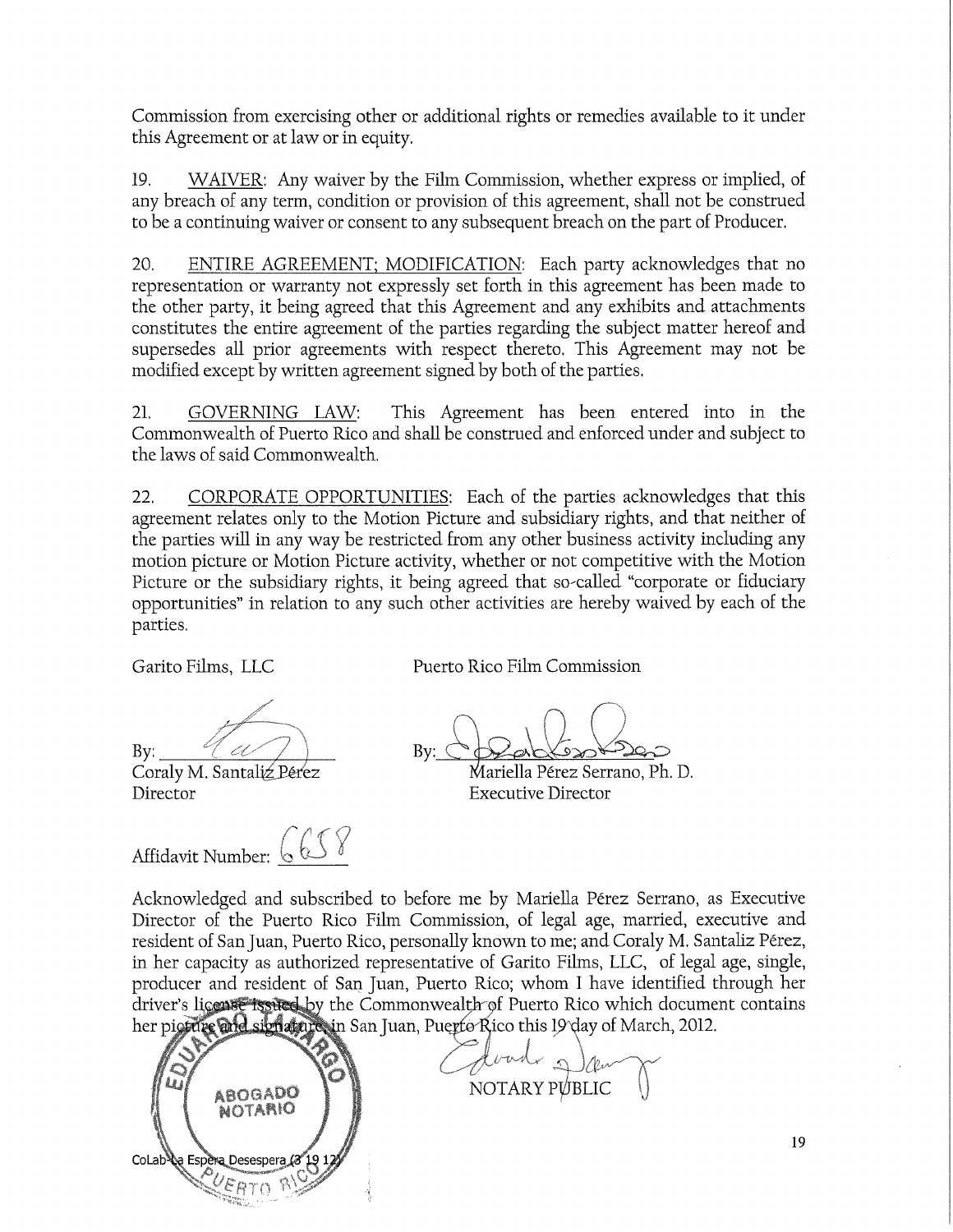Commission from exercising other or additional rights or remedies available to it under this Agreement or at law or in equity.

19. WAIVER: Any waiver by the Film Commission, whether express or implied, of any breach of any term, condition or provision of this agreement, shall not be construed to be a continuing waiver or consent to any subsequent breach on the part of Producer.

20. ENTIRE AGREEMENT; MODIFICATION: Each party acknowledges that no representation or warranty not expressly set forth in this agreement has been made to the other party, it being agreed that this Agreement and any exhibits and attachments constitutes the entire agreement of the parties regarding the subject matter hereof and supersedes all prior agreements with respect thereto. This Agreement may not be modified except by written agreement signed by both of the parties.

21. GOVERNING LAW: This Agreement has been entered into in the Commonwealth of Puerto Rico and shall be construed and enforced under and subject to the laws of said Commonwealth.

22. CORPORATE OPPORTUNITIES: Each of the parties acknowledges that this agreement relates only to the Motion Picture and subsidiary rights, and that neither of the parties will in any way be restricted from any other business activity including any motion picture or Motion Picture activity, whether or not competitive with the Motion Picture or the subsidiary rights, it being agreed that so-called "corporate or fiduciary opportunities" in relation to any such other activities are hereby waived by each of the parties.

Garito Films, LLC

By: ______________________
Coraly M. Santaliz Pérez
Director

Puerto Rico Film Commission

By: ______________________
Mariella Pérez Serrano, Ph. D.
Executive Director

Affidavit Number: 6658

Acknowledged and subscribed to before me by Mariella Pérez Serrano, as Executive Director of the Puerto Rico Film Commission, of legal age, married, executive and resident of San Juan, Puerto Rico, personally known to me; and Coraly M. Santaliz Pérez, in her capacity as authorized representative of Garito Films, LLC, of legal age, single, producer and resident of San Juan, Puerto Rico; whom I have identified through her driver's license issued by the Commonwealth of Puerto Rico which document contains her picture and signature, in San Juan, Puerto Rico this 19 day of March, 2012.

NOTARY PUBLIC

EDUARDO TAMARGO
ABOGADO NOTARIO
PUERTO RICO

CoLab-La Espera Desespera (3 19 12)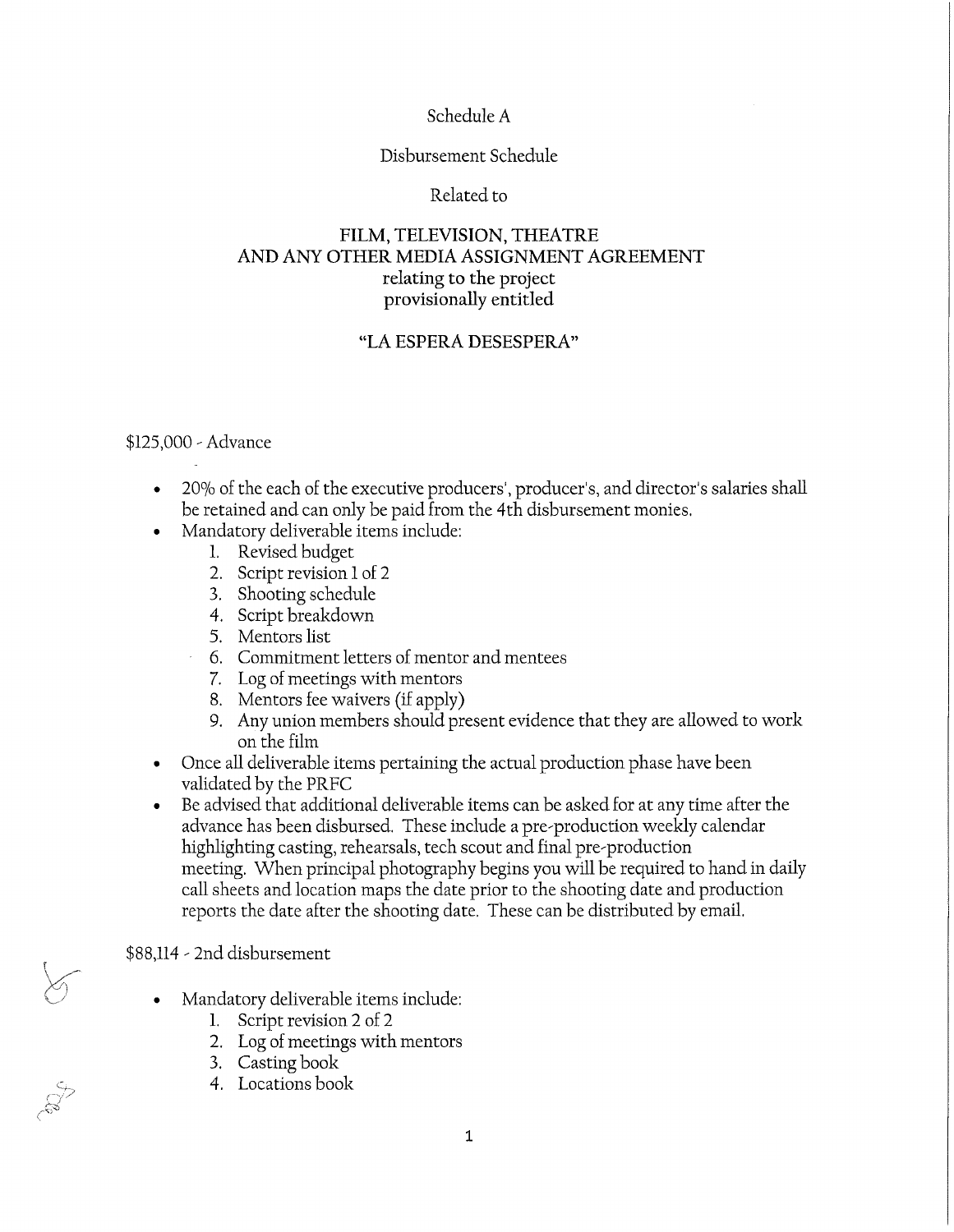Schedule A

Disbursement Schedule

Related to

FILM, TELEVISION, THEATRE
AND ANY OTHER MEDIA ASSIGNMENT AGREEMENT
relating to the project
provisionally entitled

"LA ESPERA DESESPERA"

$125,000 - Advance

- 20% of the each of the executive producers', producer's, and director's salaries shall be retained and can only be paid from the 4th disbursement monies.
- Mandatory deliverable items include:
    1. Revised budget
    2. Script revision 1 of 2
    3. Shooting schedule
    4. Script breakdown
    5. Mentors list
    6. Commitment letters of mentor and mentees
    7. Log of meetings with mentors
    8. Mentors fee waivers (if apply)
    9. Any union members should present evidence that they are allowed to work on the film
- Once all deliverable items pertaining the actual production phase have been validated by the PRFC
- Be advised that additional deliverable items can be asked for at any time after the advance has been disbursed. These include a pre-production weekly calendar highlighting casting, rehearsals, tech scout and final pre-production meeting. When principal photography begins you will be required to hand in daily call sheets and location maps the date prior to the shooting date and production reports the date after the shooting date. These can be distributed by email.

$88,114 - 2nd disbursement

- Mandatory deliverable items include:
    1. Script revision 2 of 2
    2. Log of meetings with mentors
    3. Casting book
    4. Locations book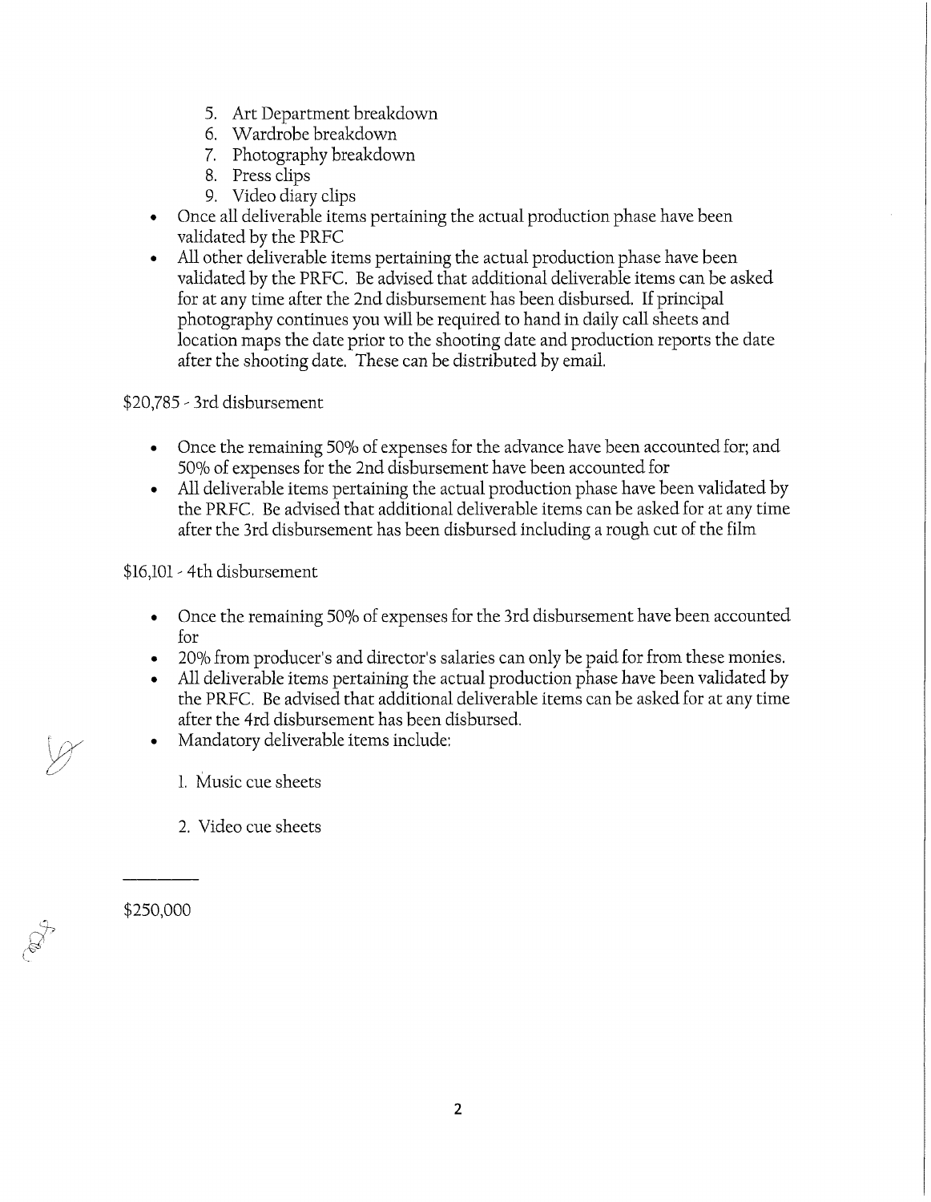5. Art Department breakdown
6. Wardrobe breakdown
7. Photography breakdown
8. Press clips
9. Video diary clips

- Once all deliverable items pertaining the actual production phase have been validated by the PRFC
- All other deliverable items pertaining the actual production phase have been validated by the PRFC. Be advised that additional deliverable items can be asked for at any time after the 2nd disbursement has been disbursed. If principal photography continues you will be required to hand in daily call sheets and location maps the date prior to the shooting date and production reports the date after the shooting date. These can be distributed by email.

$20,785 - 3rd disbursement

- Once the remaining 50% of expenses for the advance have been accounted for; and 50% of expenses for the 2nd disbursement have been accounted for
- All deliverable items pertaining the actual production phase have been validated by the PRFC. Be advised that additional deliverable items can be asked for at any time after the 3rd disbursement has been disbursed including a rough cut of the film

$16,101 - 4th disbursement

- Once the remaining 50% of expenses for the 3rd disbursement have been accounted for
- 20% from producer's and director's salaries can only be paid for from these monies.
- All deliverable items pertaining the actual production phase have been validated by the PRFC. Be advised that additional deliverable items can be asked for at any time after the 4rd disbursement has been disbursed.
- Mandatory deliverable items include:

  1. Music cue sheets

  2. Video cue sheets

---

$250,000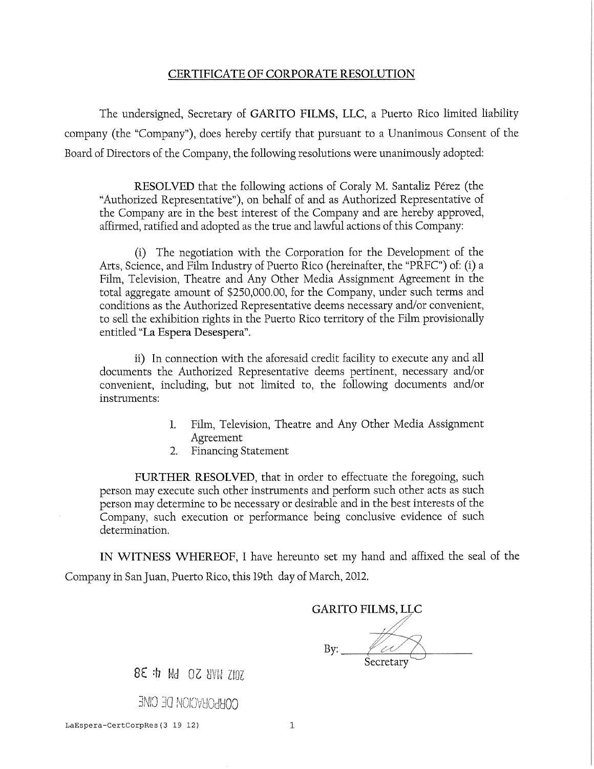# CERTIFICATE OF CORPORATE RESOLUTION

The undersigned, Secretary of **GARITO FILMS, LLC**, a Puerto Rico limited liability company (the "Company"), does hereby certify that pursuant to a Unanimous Consent of the Board of Directors of the Company, the following resolutions were unanimously adopted:

> **RESOLVED** that the following actions of Coraly M. Santaliz Pérez (the "Authorized Representative"), on behalf of and as Authorized Representative of the Company are in the best interest of the Company and are hereby approved, affirmed, ratified and adopted as the true and lawful actions of this Company:
>
> (i) The negotiation with the Corporation for the Development of the Arts, Science, and Film Industry of Puerto Rico (hereinafter, the "PRFC") of: (i) a Film, Television, Theatre and Any Other Media Assignment Agreement in the total aggregate amount of $250,000.00, for the Company, under such terms and conditions as the Authorized Representative deems necessary and/or convenient, to sell the exhibition rights in the Puerto Rico territory of the Film provisionally entitled "La Espera Desespera".
>
> ii) In connection with the aforesaid credit facility to execute any and all documents the Authorized Representative deems pertinent, necessary and/or convenient, including, but not limited to, the following documents and/or instruments:
>
> 1. Film, Television, Theatre and Any Other Media Assignment Agreement
> 2. Financing Statement
>
> **FURTHER RESOLVED**, that in order to effectuate the foregoing, such person may execute such other instruments and perform such other acts as such person may determine to be necessary or desirable and in the best interests of the Company, such execution or performance being conclusive evidence of such determination.

**IN WITNESS WHEREOF**, I have hereunto set my hand and affixed the seal of the Company in San Juan, Puerto Rico, this 19th day of March, 2012.

GARITO FILMS, LLC

By: \_\_\_\_\_\_\_\_\_\_\_\_\_\_\_\_\_\_\_\_
Secretary

2012 MAR 20 PM 4:38

CORPORACION DE CINE

LaEspera-CertCorpRes(3 19 12)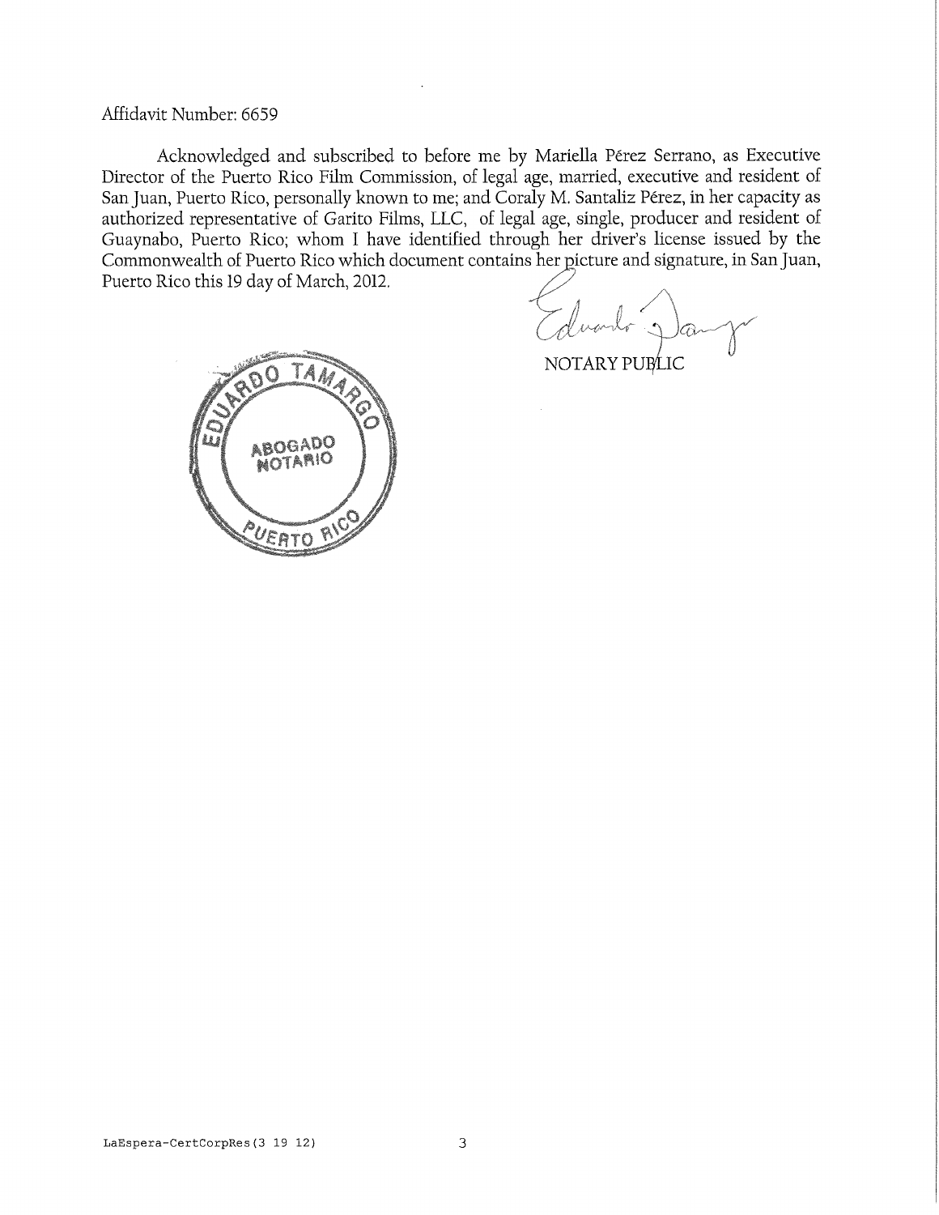Affidavit Number: 6659

Acknowledged and subscribed to before me by Mariella Pérez Serrano, as Executive Director of the Puerto Rico Film Commission, of legal age, married, executive and resident of San Juan, Puerto Rico, personally known to me; and Coraly M. Santaliz Pérez, in her capacity as authorized representative of Garito Films, LLC, of legal age, single, producer and resident of Guaynabo, Puerto Rico; whom I have identified through her driver's license issued by the Commonwealth of Puerto Rico which document contains her picture and signature, in San Juan, Puerto Rico this 19 day of March, 2012.

EDUARDO TAMARGO
ABOGADO NOTARIO
PUERTO RICO

NOTARY PUBLIC

LaEspera-CertCorpRes(3 19 12)